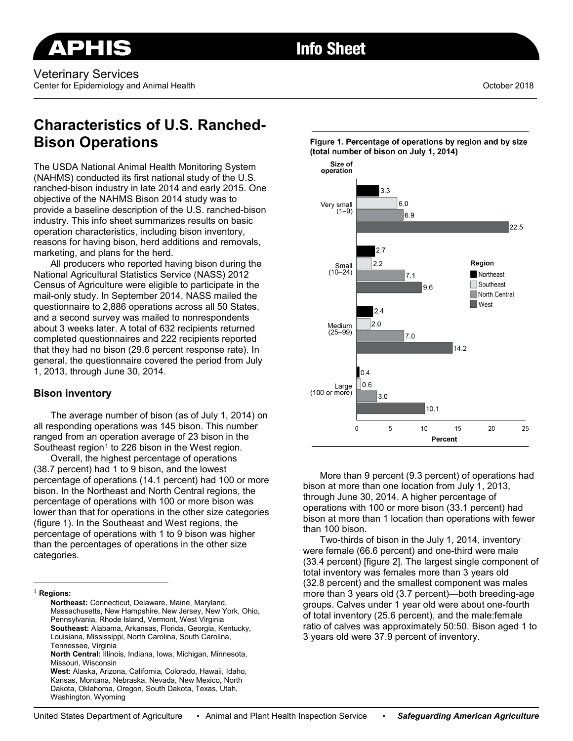Veterinary Services
Center for Epidemiology and Animal Health

October 2018

# Characteristics of U.S. Ranched-Bison Operations

The USDA National Animal Health Monitoring System (NAHMS) conducted its first national study of the U.S. ranched-bison industry in late 2014 and early 2015. One objective of the NAHMS Bison 2014 study was to provide a baseline description of the U.S. ranched-bison industry. This info sheet summarizes results on basic operation characteristics, including bison inventory, reasons for having bison, herd additions and removals, marketing, and plans for the herd.

All producers who reported having bison during the National Agricultural Statistics Service (NASS) 2012 Census of Agriculture were eligible to participate in the mail-only study. In September 2014, NASS mailed the questionnaire to 2,886 operations across all 50 States, and a second survey was mailed to nonrespondents about 3 weeks later. A total of 632 recipients returned completed questionnaires and 222 recipients reported that they had no bison (29.6 percent response rate). In general, the questionnaire covered the period from July 1, 2013, through June 30, 2014.

## Bison inventory

The average number of bison (as of July 1, 2014) on all responding operations was 145 bison. This number ranged from an operation average of 23 bison in the Southeast region[1] to 226 bison in the West region.

Overall, the highest percentage of operations (38.7 percent) had 1 to 9 bison, and the lowest percentage of operations (14.1 percent) had 100 or more bison. In the Northeast and North Central regions, the percentage of operations with 100 or more bison was lower than that for operations in the other size categories (figure 1). In the Southeast and West regions, the percentage of operations with 1 to 9 bison was higher than the percentages of operations in the other size categories.

**Figure 1. Percentage of operations by region and by size (total number of bison on July 1, 2014)**

| Size of operation | Northeast | Southeast | North Central | West |
|---|---|---|---|---|
| Very small (1–9) | 3.3 | 6.0 | 6.9 | 22.5 |
| Small (10–24) | 2.7 | 2.2 | 7.1 | 9.6 |
| Medium (25–99) | 2.4 | 2.0 | 7.0 | 14.2 |
| Large (100 or more) | 0.4 | 0.6 | 3.0 | 10.1 |

More than 9 percent (9.3 percent) of operations had bison at more than one location from July 1, 2013, through June 30, 2014. A higher percentage of operations with 100 or more bison (33.1 percent) had bison at more than 1 location than operations with fewer than 100 bison.

Two-thirds of bison in the July 1, 2014, inventory were female (66.6 percent) and one-third were male (33.4 percent) [figure 2]. The largest single component of total inventory was females more than 3 years old (32.8 percent) and the smallest component was males more than 3 years old (3.7 percent)—both breeding-age groups. Calves under 1 year old were about one-fourth of total inventory (25.6 percent), and the male:female ratio of calves was approximately 50:50. Bison aged 1 to 3 years old were 37.9 percent of inventory.

[1] **Regions:**

**Northeast:** Connecticut, Delaware, Maine, Maryland, Massachusetts, New Hampshire, New Jersey, New York, Ohio, Pennsylvania, Rhode Island, Vermont, West Virginia
**Southeast:** Alabama, Arkansas, Florida, Georgia, Kentucky, Louisiana, Mississippi, North Carolina, South Carolina, Tennessee, Virginia
**North Central:** Illinois, Indiana, Iowa, Michigan, Minnesota, Missouri, Wisconsin
**West:** Alaska, Arizona, California, Colorado, Hawaii, Idaho, Kansas, Montana, Nebraska, Nevada, New Mexico, North Dakota, Oklahoma, Oregon, South Dakota, Texas, Utah, Washington, Wyoming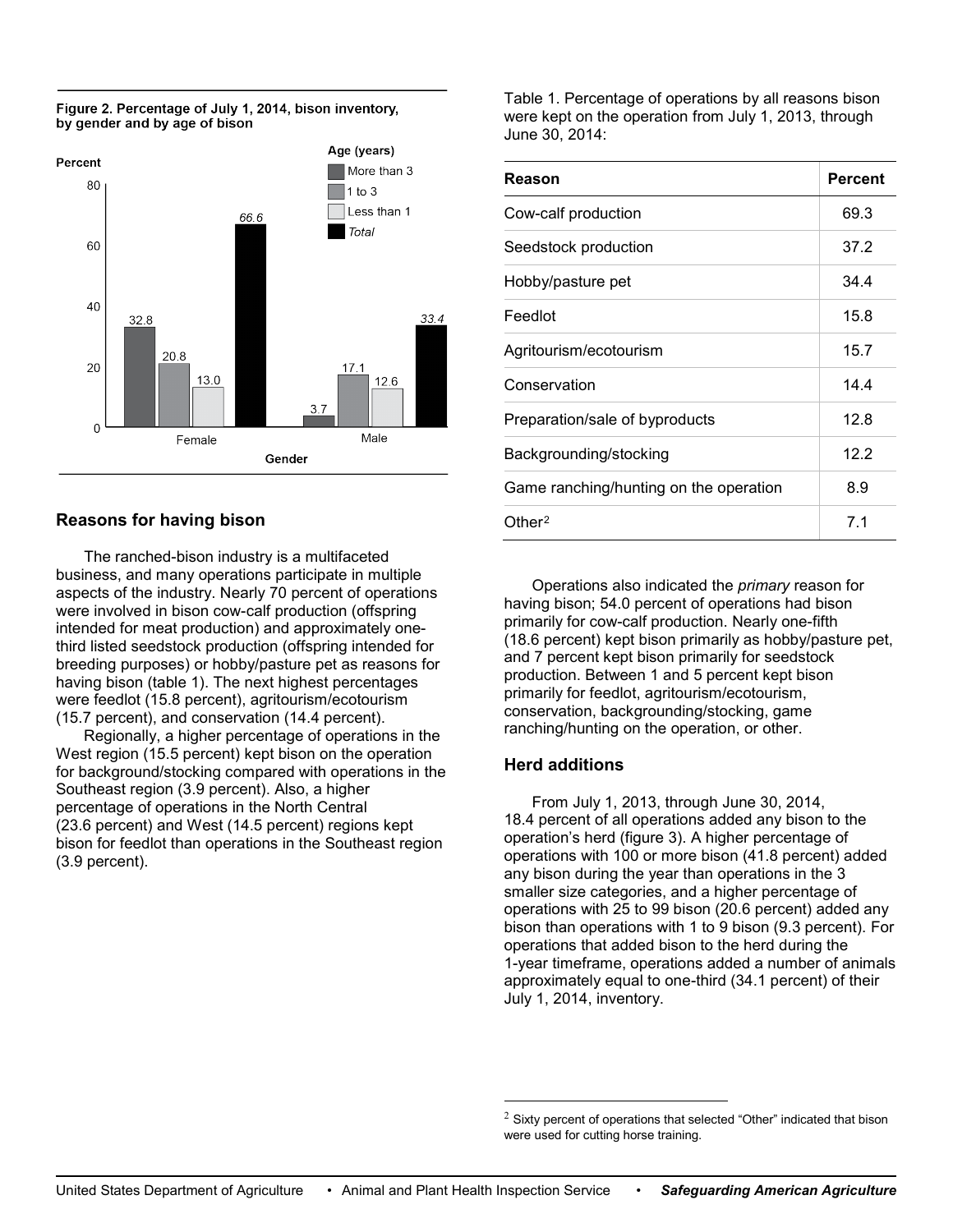Figure 2. Percentage of July 1, 2014, bison inventory, by gender and by age of bison

| Gender | More than 3 | 1 to 3 | Less than 1 | Total |
|---|---|---|---|---|
| Female | 32.8 | 20.8 | 13.0 | 66.6 |
| Male | 3.7 | 17.1 | 12.6 | 33.4 |

## Reasons for having bison

The ranched-bison industry is a multifaceted business, and many operations participate in multiple aspects of the industry. Nearly 70 percent of operations were involved in bison cow-calf production (offspring intended for meat production) and approximately one-third listed seedstock production (offspring intended for breeding purposes) or hobby/pasture pet as reasons for having bison (table 1). The next highest percentages were feedlot (15.8 percent), agritourism/ecotourism (15.7 percent), and conservation (14.4 percent).

Regionally, a higher percentage of operations in the West region (15.5 percent) kept bison on the operation for background/stocking compared with operations in the Southeast region (3.9 percent). Also, a higher percentage of operations in the North Central (23.6 percent) and West (14.5 percent) regions kept bison for feedlot than operations in the Southeast region (3.9 percent).

Table 1. Percentage of operations by all reasons bison were kept on the operation from July 1, 2013, through June 30, 2014:

| Reason | Percent |
|---|---|
| Cow-calf production | 69.3 |
| Seedstock production | 37.2 |
| Hobby/pasture pet | 34.4 |
| Feedlot | 15.8 |
| Agritourism/ecotourism | 15.7 |
| Conservation | 14.4 |
| Preparation/sale of byproducts | 12.8 |
| Backgrounding/stocking | 12.2 |
| Game ranching/hunting on the operation | 8.9 |
| Other[2] | 7.1 |

Operations also indicated the *primary* reason for having bison; 54.0 percent of operations had bison primarily for cow-calf production. Nearly one-fifth (18.6 percent) kept bison primarily as hobby/pasture pet, and 7 percent kept bison primarily for seedstock production. Between 1 and 5 percent kept bison primarily for feedlot, agritourism/ecotourism, conservation, backgrounding/stocking, game ranching/hunting on the operation, or other.

## Herd additions

From July 1, 2013, through June 30, 2014, 18.4 percent of all operations added any bison to the operation's herd (figure 3). A higher percentage of operations with 100 or more bison (41.8 percent) added any bison during the year than operations in the 3 smaller size categories, and a higher percentage of operations with 25 to 99 bison (20.6 percent) added any bison than operations with 1 to 9 bison (9.3 percent). For operations that added bison to the herd during the 1-year timeframe, operations added a number of animals approximately equal to one-third (34.1 percent) of their July 1, 2014, inventory.

[2] Sixty percent of operations that selected "Other" indicated that bison were used for cutting horse training.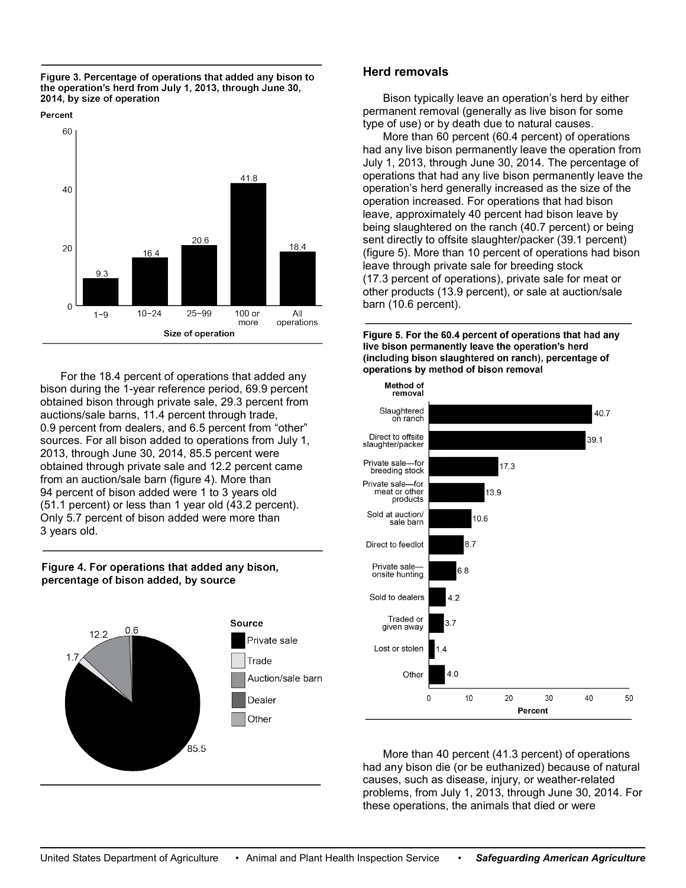Figure 3. Percentage of operations that added any bison to the operation's herd from July 1, 2013, through June 30, 2014, by size of operation

| Size of operation | Percent |
|---|---|
| 1–9 | 9.3 |
| 10–24 | 16.4 |
| 25–99 | 20.6 |
| 100 or more | 41.8 |
| All operations | 18.4 |

For the 18.4 percent of operations that added any bison during the 1-year reference period, 69.9 percent obtained bison through private sale, 29.3 percent from auctions/sale barns, 11.4 percent through trade, 0.9 percent from dealers, and 6.5 percent from "other" sources. For all bison added to operations from July 1, 2013, through June 30, 2014, 85.5 percent were obtained through private sale and 12.2 percent came from an auction/sale barn (figure 4). More than 94 percent of bison added were 1 to 3 years old (51.1 percent) or less than 1 year old (43.2 percent). Only 5.7 percent of bison added were more than 3 years old.

Figure 4. For operations that added any bison, percentage of bison added, by source

| Source | Percent |
|---|---|
| Private sale | 85.5 |
| Trade | 1.7 |
| Auction/sale barn | 12.2 |
| Dealer | |
| Other | 0.6 |

## Herd removals

Bison typically leave an operation's herd by either permanent removal (generally as live bison for some type of use) or by death due to natural causes.

More than 60 percent (60.4 percent) of operations had any live bison permanently leave the operation from July 1, 2013, through June 30, 2014. The percentage of operations that had any live bison permanently leave the operation's herd generally increased as the size of the operation increased. For operations that had bison leave, approximately 40 percent had bison leave by being slaughtered on the ranch (40.7 percent) or being sent directly to offsite slaughter/packer (39.1 percent) (figure 5). More than 10 percent of operations had bison leave through private sale for breeding stock (17.3 percent of operations), private sale for meat or other products (13.9 percent), or sale at auction/sale barn (10.6 percent).

Figure 5. For the 60.4 percent of operations that had any live bison permanently leave the operation's herd (including bison slaughtered on ranch), percentage of operations by method of bison removal

| Method of removal | Percent |
|---|---|
| Slaughtered on ranch | 40.7 |
| Direct to offsite slaughter/packer | 39.1 |
| Private sale—for breeding stock | 17.3 |
| Private sale—for meat or other products | 13.9 |
| Sold at auction/sale barn | 10.6 |
| Direct to feedlot | 8.7 |
| Private sale—onsite hunting | 6.8 |
| Sold to dealers | 4.2 |
| Traded or given away | 3.7 |
| Lost or stolen | 1.4 |
| Other | 4.0 |

More than 40 percent (41.3 percent) of operations had any bison die (or be euthanized) because of natural causes, such as disease, injury, or weather-related problems, from July 1, 2013, through June 30, 2014. For these operations, the animals that died or were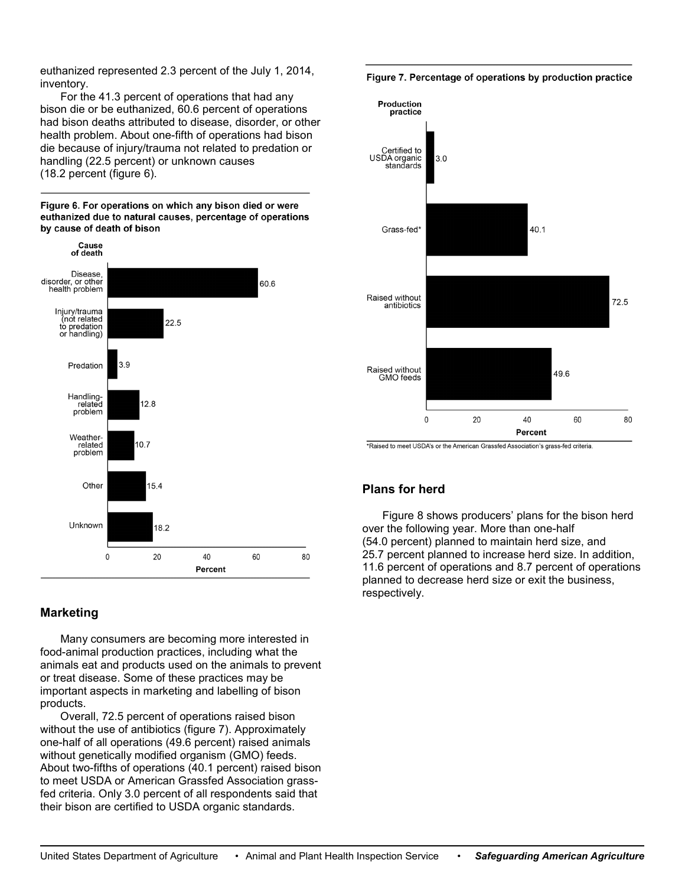euthanized represented 2.3 percent of the July 1, 2014, inventory.

For the 41.3 percent of operations that had any bison die or be euthanized, 60.6 percent of operations had bison deaths attributed to disease, disorder, or other health problem. About one-fifth of operations had bison die because of injury/trauma not related to predation or handling (22.5 percent) or unknown causes (18.2 percent (figure 6).

**Figure 6. For operations on which any bison died or were euthanized due to natural causes, percentage of operations by cause of death of bison**

| Cause of death | Percent |
|---|---|
| Disease, disorder, or other health problem | 60.6 |
| Injury/trauma (not related to predation or handling) | 22.5 |
| Predation | 3.9 |
| Handling-related problem | 12.8 |
| Weather-related problem | 10.7 |
| Other | 15.4 |
| Unknown | 18.2 |

## Marketing

Many consumers are becoming more interested in food-animal production practices, including what the animals eat and products used on the animals to prevent or treat disease. Some of these practices may be important aspects in marketing and labelling of bison products.

Overall, 72.5 percent of operations raised bison without the use of antibiotics (figure 7). Approximately one-half of all operations (49.6 percent) raised animals without genetically modified organism (GMO) feeds. About two-fifths of operations (40.1 percent) raised bison to meet USDA or American Grassfed Association grass-fed criteria. Only 3.0 percent of all respondents said that their bison are certified to USDA organic standards.

**Figure 7. Percentage of operations by production practice**

| Production practice | Percent |
|---|---|
| Certified to USDA organic standards | 3.0 |
| Grass-fed* | 40.1 |
| Raised without antibiotics | 72.5 |
| Raised without GMO feeds | 49.6 |

*Raised to meet USDA's or the American Grassfed Association's grass-fed criteria.

## Plans for herd

Figure 8 shows producers' plans for the bison herd over the following year. More than one-half (54.0 percent) planned to maintain herd size, and 25.7 percent planned to increase herd size. In addition, 11.6 percent of operations and 8.7 percent of operations planned to decrease herd size or exit the business, respectively.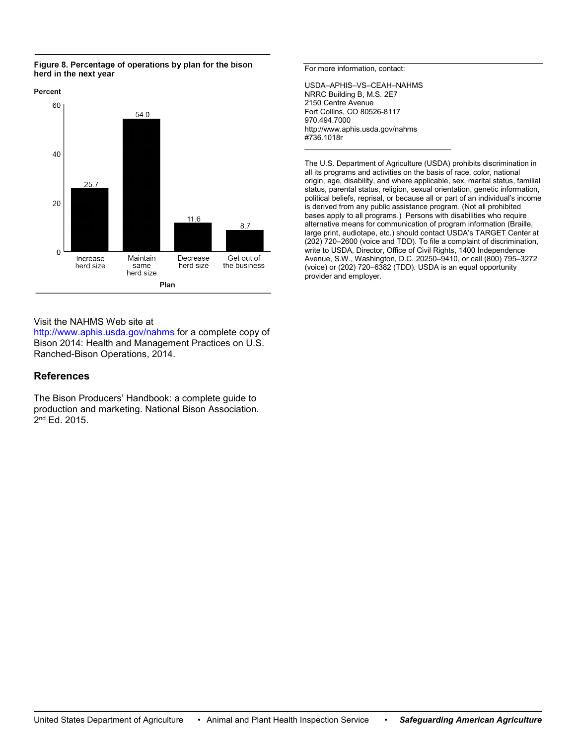**Figure 8. Percentage of operations by plan for the bison herd in the next year**

Percent

60

40

20

0

54.0

25.7

11.6

8.7

Increase herd size

Maintain same herd size

Decrease herd size

Get out of the business

Plan

Visit the NAHMS Web site at http://www.aphis.usda.gov/nahms for a complete copy of Bison 2014: Health and Management Practices on U.S. Ranched-Bison Operations, 2014.

## References

The Bison Producers' Handbook: a complete guide to production and marketing. National Bison Association. 2nd Ed. 2015.

For more information, contact:

USDA–APHIS–VS–CEAH–NAHMS
NRRC Building B, M.S. 2E7
2150 Centre Avenue
Fort Collins, CO 80526-8117
970.494.7000
http://www.aphis.usda.gov/nahms
#736.1018r

The U.S. Department of Agriculture (USDA) prohibits discrimination in all its programs and activities on the basis of race, color, national origin, age, disability, and where applicable, sex, marital status, familial status, parental status, religion, sexual orientation, genetic information, political beliefs, reprisal, or because all or part of an individual's income is derived from any public assistance program. (Not all prohibited bases apply to all programs.) Persons with disabilities who require alternative means for communication of program information (Braille, large print, audiotape, etc.) should contact USDA's TARGET Center at (202) 720–2600 (voice and TDD). To file a complaint of discrimination, write to USDA, Director, Office of Civil Rights, 1400 Independence Avenue, S.W., Washington, D.C. 20250–9410, or call (800) 795–3272 (voice) or (202) 720–6382 (TDD). USDA is an equal opportunity provider and employer.